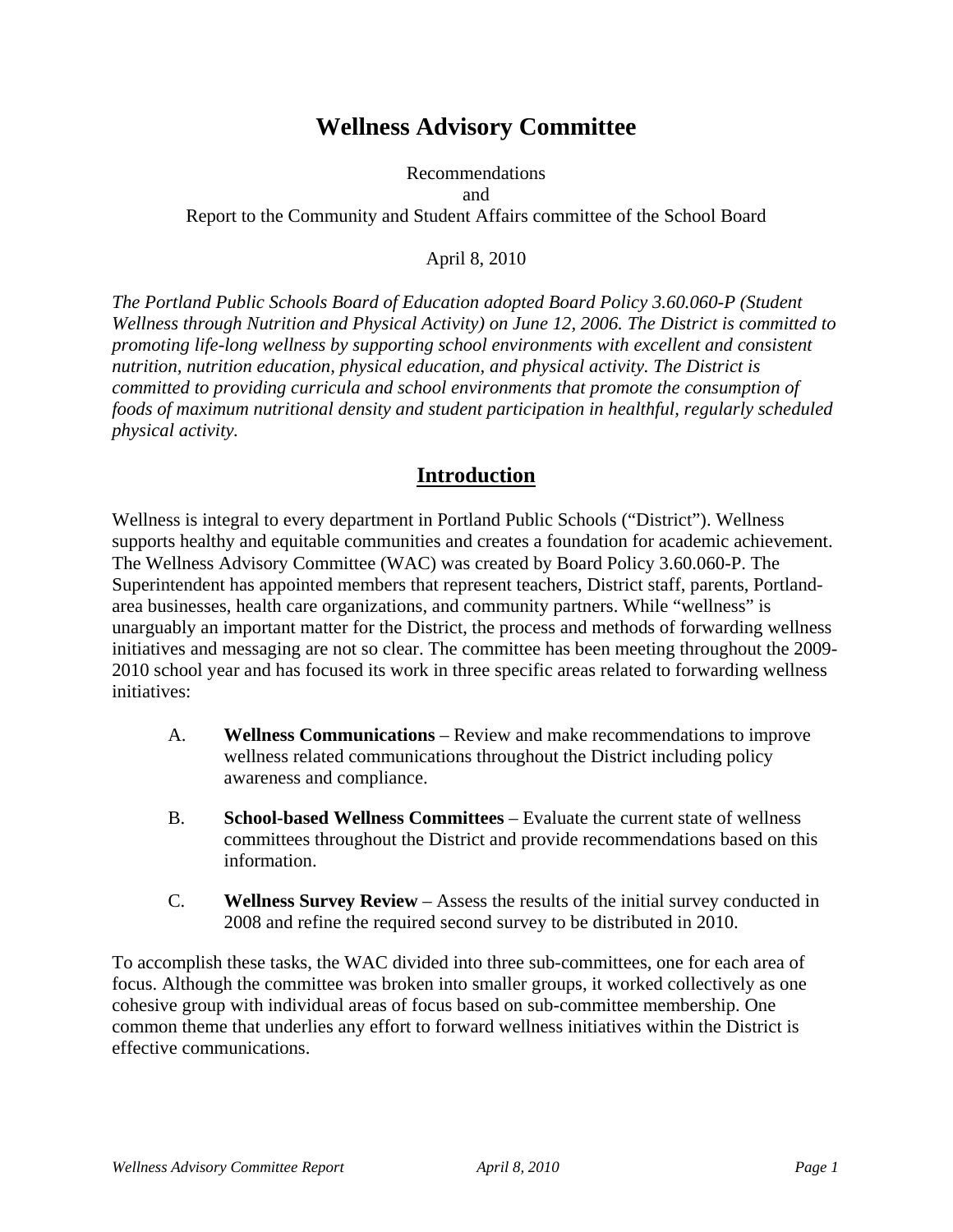# Wellness Advisory Committee

Recommendations
and
Report to the Community and Student Affairs committee of the School Board

April 8, 2010

*The Portland Public Schools Board of Education adopted Board Policy 3.60.060-P (Student Wellness through Nutrition and Physical Activity) on June 12, 2006. The District is committed to promoting life-long wellness by supporting school environments with excellent and consistent nutrition, nutrition education, physical education, and physical activity. The District is committed to providing curricula and school environments that promote the consumption of foods of maximum nutritional density and student participation in healthful, regularly scheduled physical activity.*

## Introduction

Wellness is integral to every department in Portland Public Schools ("District"). Wellness supports healthy and equitable communities and creates a foundation for academic achievement. The Wellness Advisory Committee (WAC) was created by Board Policy 3.60.060-P. The Superintendent has appointed members that represent teachers, District staff, parents, Portland-area businesses, health care organizations, and community partners. While "wellness" is unarguably an important matter for the District, the process and methods of forwarding wellness initiatives and messaging are not so clear. The committee has been meeting throughout the 2009-2010 school year and has focused its work in three specific areas related to forwarding wellness initiatives:

A. **Wellness Communications** – Review and make recommendations to improve wellness related communications throughout the District including policy awareness and compliance.

B. **School-based Wellness Committees** – Evaluate the current state of wellness committees throughout the District and provide recommendations based on this information.

C. **Wellness Survey Review** – Assess the results of the initial survey conducted in 2008 and refine the required second survey to be distributed in 2010.

To accomplish these tasks, the WAC divided into three sub-committees, one for each area of focus. Although the committee was broken into smaller groups, it worked collectively as one cohesive group with individual areas of focus based on sub-committee membership. One common theme that underlies any effort to forward wellness initiatives within the District is effective communications.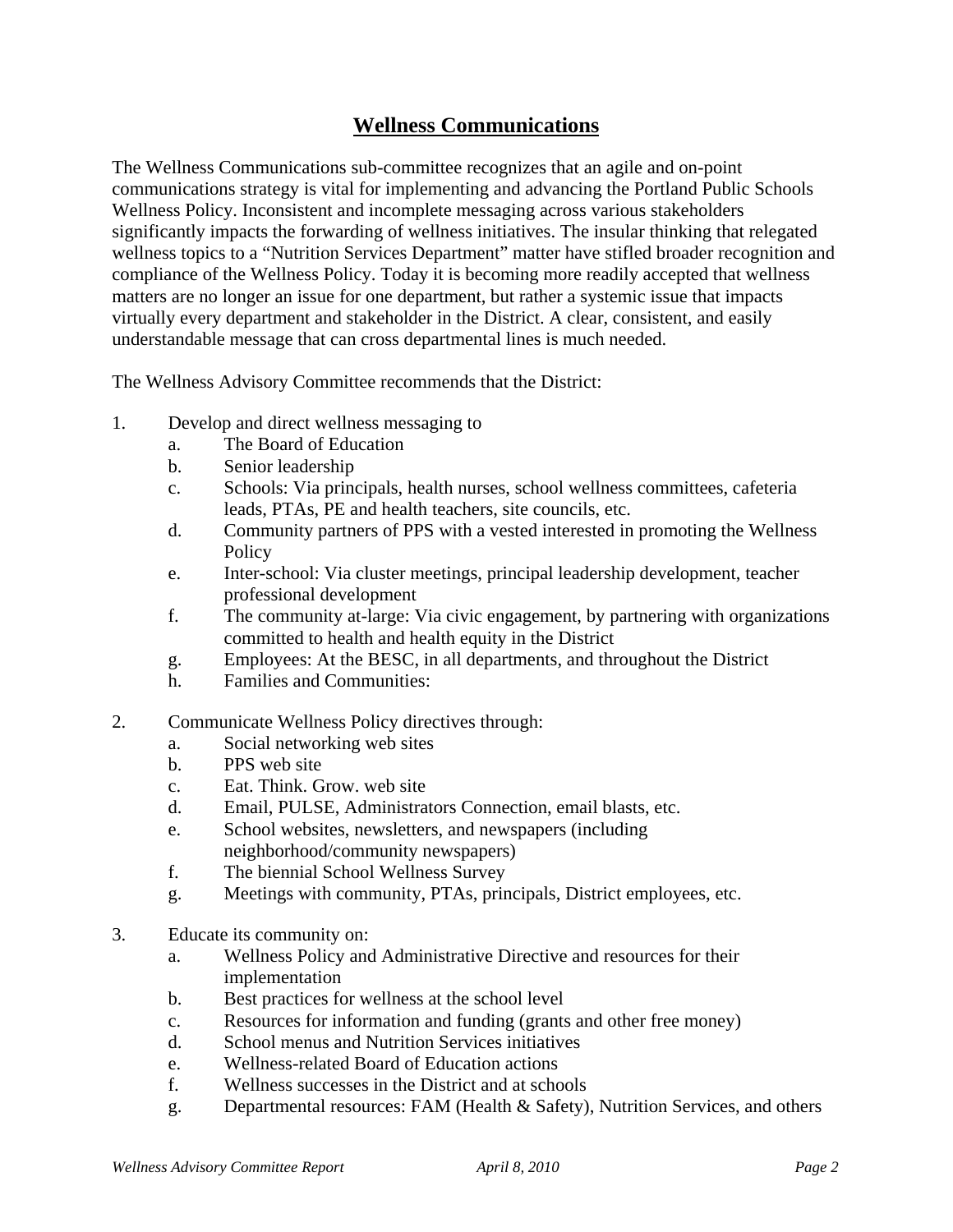# Wellness Communications

The Wellness Communications sub-committee recognizes that an agile and on-point communications strategy is vital for implementing and advancing the Portland Public Schools Wellness Policy. Inconsistent and incomplete messaging across various stakeholders significantly impacts the forwarding of wellness initiatives. The insular thinking that relegated wellness topics to a "Nutrition Services Department" matter have stifled broader recognition and compliance of the Wellness Policy. Today it is becoming more readily accepted that wellness matters are no longer an issue for one department, but rather a systemic issue that impacts virtually every department and stakeholder in the District. A clear, consistent, and easily understandable message that can cross departmental lines is much needed.

The Wellness Advisory Committee recommends that the District:

1. Develop and direct wellness messaging to
   a. The Board of Education
   b. Senior leadership
   c. Schools: Via principals, health nurses, school wellness committees, cafeteria leads, PTAs, PE and health teachers, site councils, etc.
   d. Community partners of PPS with a vested interested in promoting the Wellness Policy
   e. Inter-school: Via cluster meetings, principal leadership development, teacher professional development
   f. The community at-large: Via civic engagement, by partnering with organizations committed to health and health equity in the District
   g. Employees: At the BESC, in all departments, and throughout the District
   h. Families and Communities:

2. Communicate Wellness Policy directives through:
   a. Social networking web sites
   b. PPS web site
   c. Eat. Think. Grow. web site
   d. Email, PULSE, Administrators Connection, email blasts, etc.
   e. School websites, newsletters, and newspapers (including neighborhood/community newspapers)
   f. The biennial School Wellness Survey
   g. Meetings with community, PTAs, principals, District employees, etc.

3. Educate its community on:
   a. Wellness Policy and Administrative Directive and resources for their implementation
   b. Best practices for wellness at the school level
   c. Resources for information and funding (grants and other free money)
   d. School menus and Nutrition Services initiatives
   e. Wellness-related Board of Education actions
   f. Wellness successes in the District and at schools
   g. Departmental resources: FAM (Health & Safety), Nutrition Services, and others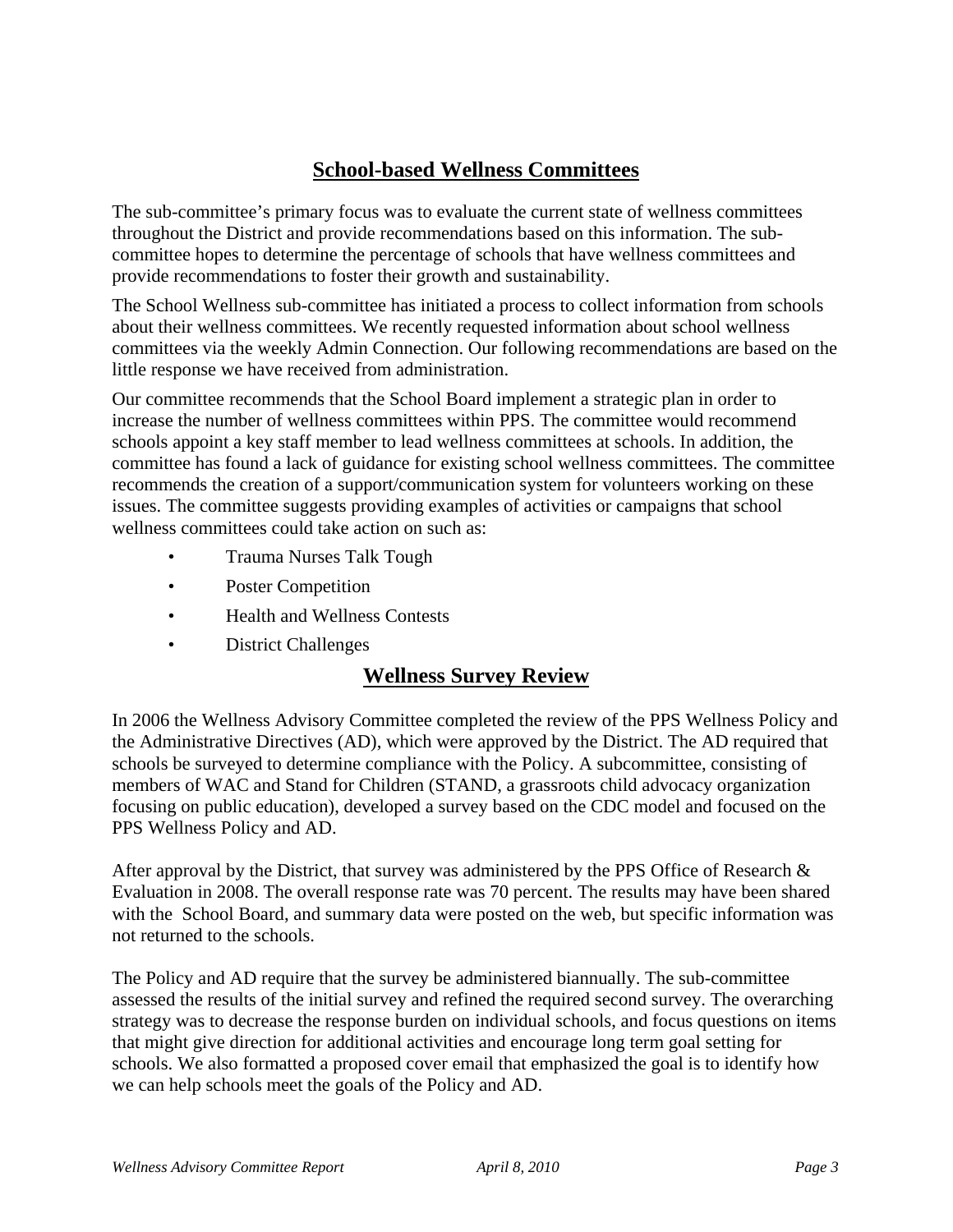## School-based Wellness Committees

The sub-committee's primary focus was to evaluate the current state of wellness committees throughout the District and provide recommendations based on this information. The sub-committee hopes to determine the percentage of schools that have wellness committees and provide recommendations to foster their growth and sustainability.

The School Wellness sub-committee has initiated a process to collect information from schools about their wellness committees. We recently requested information about school wellness committees via the weekly Admin Connection. Our following recommendations are based on the little response we have received from administration.

Our committee recommends that the School Board implement a strategic plan in order to increase the number of wellness committees within PPS. The committee would recommend schools appoint a key staff member to lead wellness committees at schools. In addition, the committee has found a lack of guidance for existing school wellness committees. The committee recommends the creation of a support/communication system for volunteers working on these issues. The committee suggests providing examples of activities or campaigns that school wellness committees could take action on such as:

- Trauma Nurses Talk Tough
- Poster Competition
- Health and Wellness Contests
- District Challenges

## Wellness Survey Review

In 2006 the Wellness Advisory Committee completed the review of the PPS Wellness Policy and the Administrative Directives (AD), which were approved by the District. The AD required that schools be surveyed to determine compliance with the Policy. A subcommittee, consisting of members of WAC and Stand for Children (STAND, a grassroots child advocacy organization focusing on public education), developed a survey based on the CDC model and focused on the PPS Wellness Policy and AD.

After approval by the District, that survey was administered by the PPS Office of Research & Evaluation in 2008. The overall response rate was 70 percent. The results may have been shared with the School Board, and summary data were posted on the web, but specific information was not returned to the schools.

The Policy and AD require that the survey be administered biannually. The sub-committee assessed the results of the initial survey and refined the required second survey. The overarching strategy was to decrease the response burden on individual schools, and focus questions on items that might give direction for additional activities and encourage long term goal setting for schools. We also formatted a proposed cover email that emphasized the goal is to identify how we can help schools meet the goals of the Policy and AD.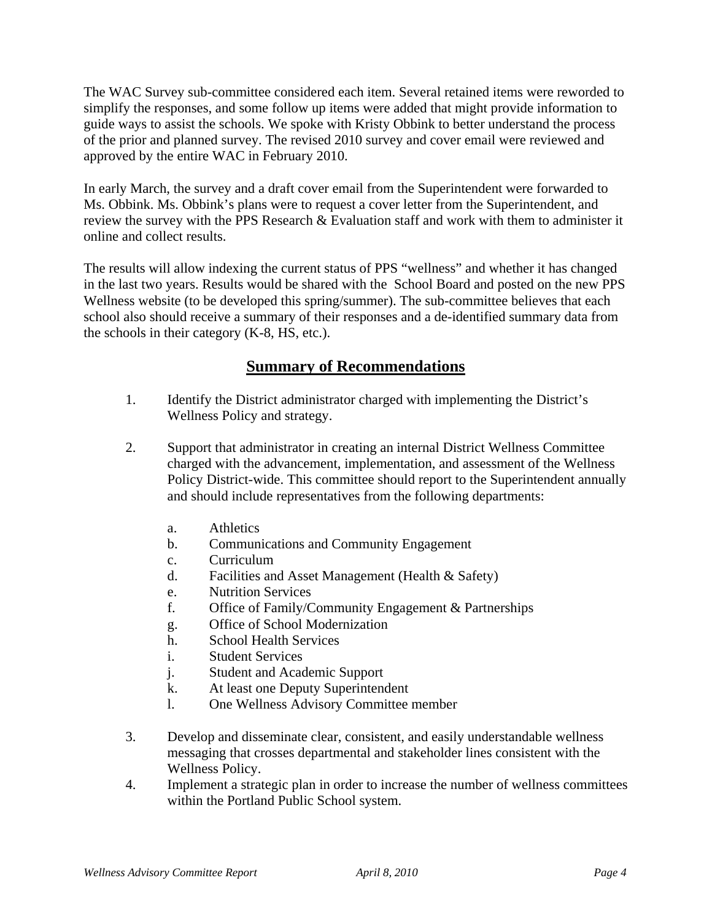The WAC Survey sub-committee considered each item. Several retained items were reworded to simplify the responses, and some follow up items were added that might provide information to guide ways to assist the schools. We spoke with Kristy Obbink to better understand the process of the prior and planned survey. The revised 2010 survey and cover email were reviewed and approved by the entire WAC in February 2010.

In early March, the survey and a draft cover email from the Superintendent were forwarded to Ms. Obbink. Ms. Obbink's plans were to request a cover letter from the Superintendent, and review the survey with the PPS Research & Evaluation staff and work with them to administer it online and collect results.

The results will allow indexing the current status of PPS "wellness" and whether it has changed in the last two years. Results would be shared with the School Board and posted on the new PPS Wellness website (to be developed this spring/summer). The sub-committee believes that each school also should receive a summary of their responses and a de-identified summary data from the schools in their category (K-8, HS, etc.).

## Summary of Recommendations

1. Identify the District administrator charged with implementing the District's Wellness Policy and strategy.

2. Support that administrator in creating an internal District Wellness Committee charged with the advancement, implementation, and assessment of the Wellness Policy District-wide. This committee should report to the Superintendent annually and should include representatives from the following departments:

   a. Athletics
   b. Communications and Community Engagement
   c. Curriculum
   d. Facilities and Asset Management (Health & Safety)
   e. Nutrition Services
   f. Office of Family/Community Engagement & Partnerships
   g. Office of School Modernization
   h. School Health Services
   i. Student Services
   j. Student and Academic Support
   k. At least one Deputy Superintendent
   l. One Wellness Advisory Committee member

3. Develop and disseminate clear, consistent, and easily understandable wellness messaging that crosses departmental and stakeholder lines consistent with the Wellness Policy.
4. Implement a strategic plan in order to increase the number of wellness committees within the Portland Public School system.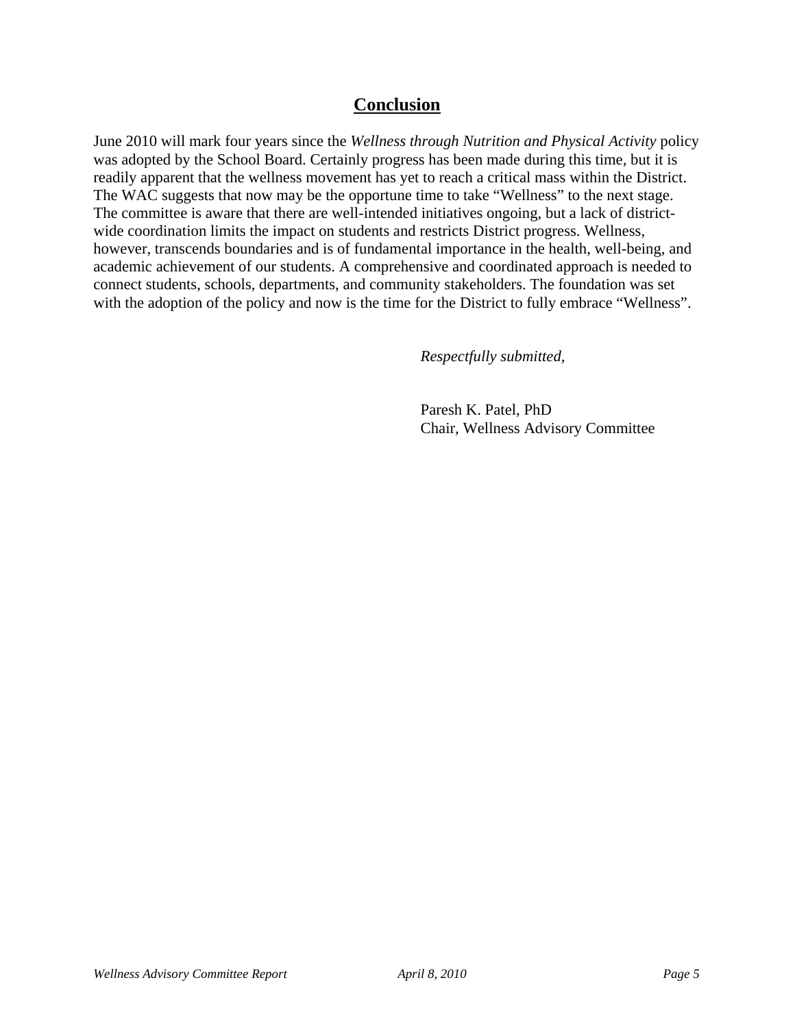## Conclusion

June 2010 will mark four years since the *Wellness through Nutrition and Physical Activity* policy was adopted by the School Board. Certainly progress has been made during this time, but it is readily apparent that the wellness movement has yet to reach a critical mass within the District. The WAC suggests that now may be the opportune time to take "Wellness" to the next stage. The committee is aware that there are well-intended initiatives ongoing, but a lack of district-wide coordination limits the impact on students and restricts District progress. Wellness, however, transcends boundaries and is of fundamental importance in the health, well-being, and academic achievement of our students. A comprehensive and coordinated approach is needed to connect students, schools, departments, and community stakeholders. The foundation was set with the adoption of the policy and now is the time for the District to fully embrace "Wellness".

*Respectfully submitted,*

Paresh K. Patel, PhD
Chair, Wellness Advisory Committee